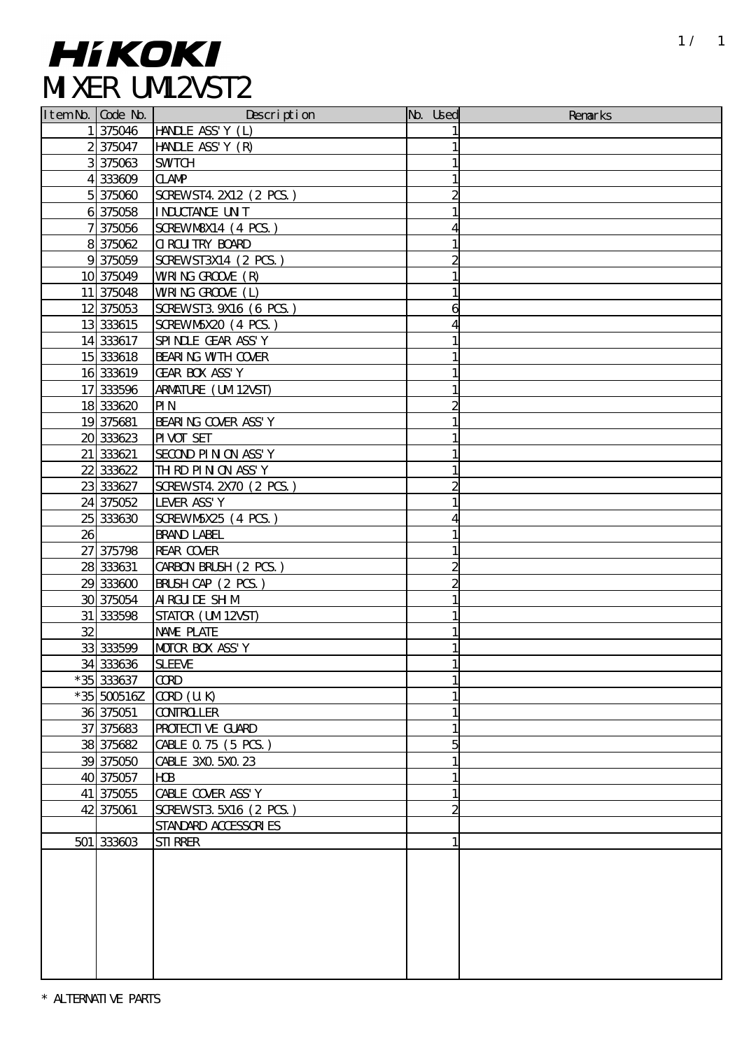# HiKOKI

# MIXER UM12VST2

| Item No. | Code No. | Description | No. Used | Remarks |
|---|---|---|---|---|
| 1 | 375046 | HANDLE ASS'Y (L) | 1 | |
| 2 | 375047 | HANDLE ASS'Y (R) | 1 | |
| 3 | 375063 | SWITCH | 1 | |
| 4 | 333609 | CLAMP | 1 | |
| 5 | 375060 | SCREW ST4.2X12 (2 PCS.) | 2 | |
| 6 | 375058 | INDUCTANCE UNIT | 1 | |
| 7 | 375056 | SCREW M8X14 (4 PCS.) | 4 | |
| 8 | 375062 | CIRCUITRY BOARD | 1 | |
| 9 | 375059 | SCREW ST3X14 (2 PCS.) | 2 | |
| 10 | 375049 | WIRING GROOVE (R) | 1 | |
| 11 | 375048 | WIRING GROOVE (L) | 1 | |
| 12 | 375053 | SCREW ST3.9X16 (6 PCS.) | 6 | |
| 13 | 333615 | SCREW M5X20 (4 PCS.) | 4 | |
| 14 | 333617 | SPINDLE GEAR ASS'Y | 1 | |
| 15 | 333618 | BEARING WITH COVER | 1 | |
| 16 | 333619 | GEAR BOX ASS'Y | 1 | |
| 17 | 333596 | ARMATURE (UM12VST) | 1 | |
| 18 | 333620 | PIN | 2 | |
| 19 | 375681 | BEARING COVER ASS'Y | 1 | |
| 20 | 333623 | PIVOT SET | 1 | |
| 21 | 333621 | SECOND PINION ASS'Y | 1 | |
| 22 | 333622 | THIRD PINION ASS'Y | 1 | |
| 23 | 333627 | SCREW ST4.2X70 (2 PCS.) | 2 | |
| 24 | 375052 | LEVER ASS'Y | 1 | |
| 25 | 333630 | SCREW M5X25 (4 PCS.) | 4 | |
| 26 | | BRAND LABEL | 1 | |
| 27 | 375798 | REAR COVER | 1 | |
| 28 | 333631 | CARBON BRUSH (2 PCS.) | 2 | |
| 29 | 333600 | BRUSH CAP (2 PCS.) | 2 | |
| 30 | 375054 | AIRGUIDE SHIM | 1 | |
| 31 | 333598 | STATOR (UM12VST) | 1 | |
| 32 | | NAME PLATE | 1 | |
| 33 | 333599 | MOTOR BOX ASS'Y | 1 | |
| 34 | 333636 | SLEEVE | 1 | |
| *35 | 333637 | CORD | 1 | |
| *35 | 500516Z | CORD (U.K) | 1 | |
| 36 | 375051 | CONTROLLER | 1 | |
| 37 | 375683 | PROTECTIVE GUARD | 1 | |
| 38 | 375682 | CABLE 0.75 (5 PCS.) | 5 | |
| 39 | 375050 | CABLE 3X0.5X0.23 | 1 | |
| 40 | 375057 | HOB | 1 | |
| 41 | 375055 | CABLE COVER ASS'Y | 1 | |
| 42 | 375061 | SCREW ST3.5X16 (2 PCS.) | 2 | |
| | | STANDARD ACCESSORIES | | |
| 501 | 333603 | STIRRER | 1 | |

* ALTERNATIVE PARTS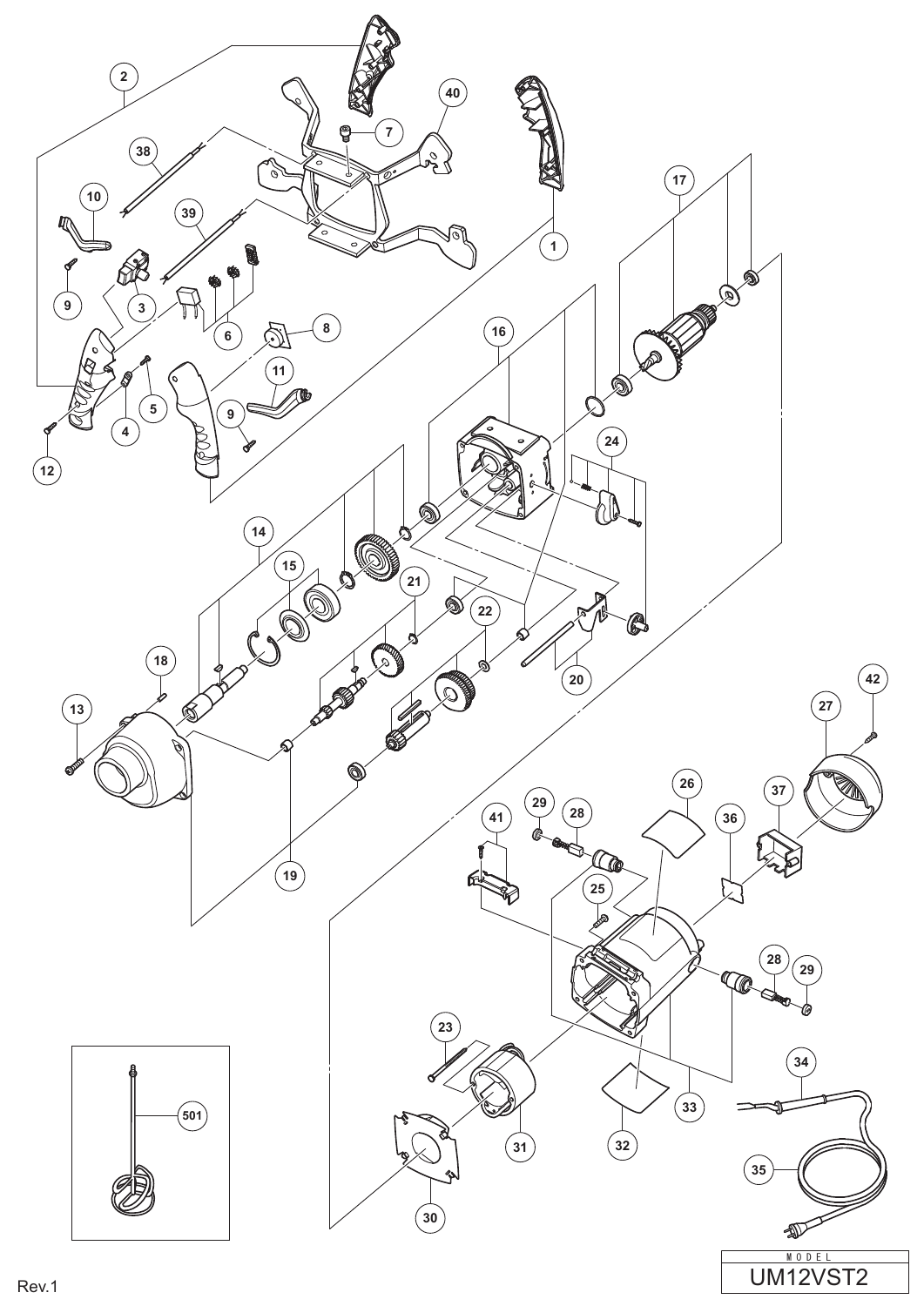MODEL

UM12VST2

Rev.1